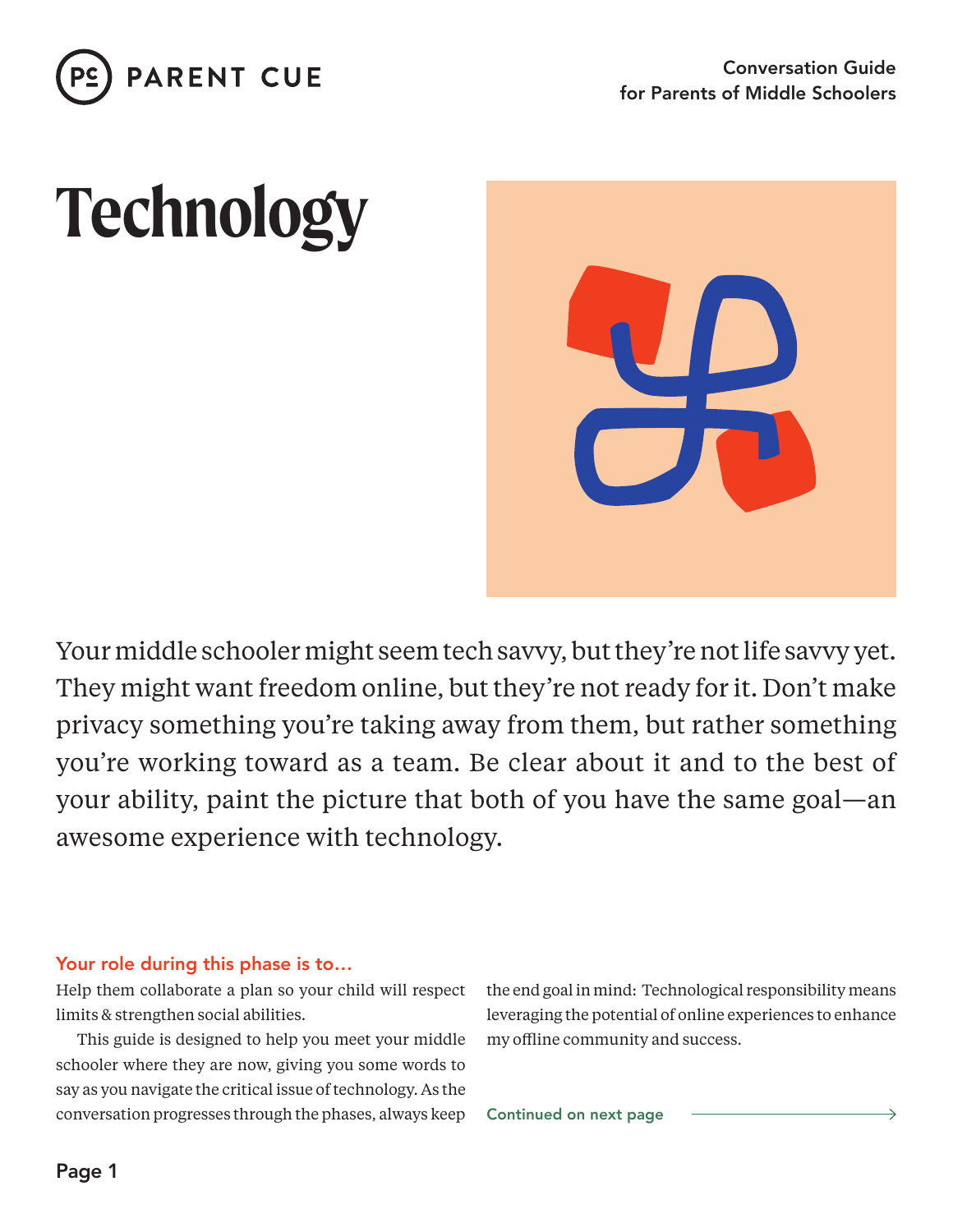PARENT CUE

Conversation Guide for Parents of Middle Schoolers

# Technology

Your middle schooler might seem tech savvy, but they're not life savvy yet. They might want freedom online, but they're not ready for it. Don't make privacy something you're taking away from them, but rather something you're working toward as a team. Be clear about it and to the best of your ability, paint the picture that both of you have the same goal—an awesome experience with technology.

## Your role during this phase is to...

Help them collaborate a plan so your child will respect limits & strengthen social abilities.

This guide is designed to help you meet your middle schooler where they are now, giving you some words to say as you navigate the critical issue of technology. As the conversation progresses through the phases, always keep the end goal in mind: Technological responsibility means leveraging the potential of online experiences to enhance my offline community and success.

Continued on next page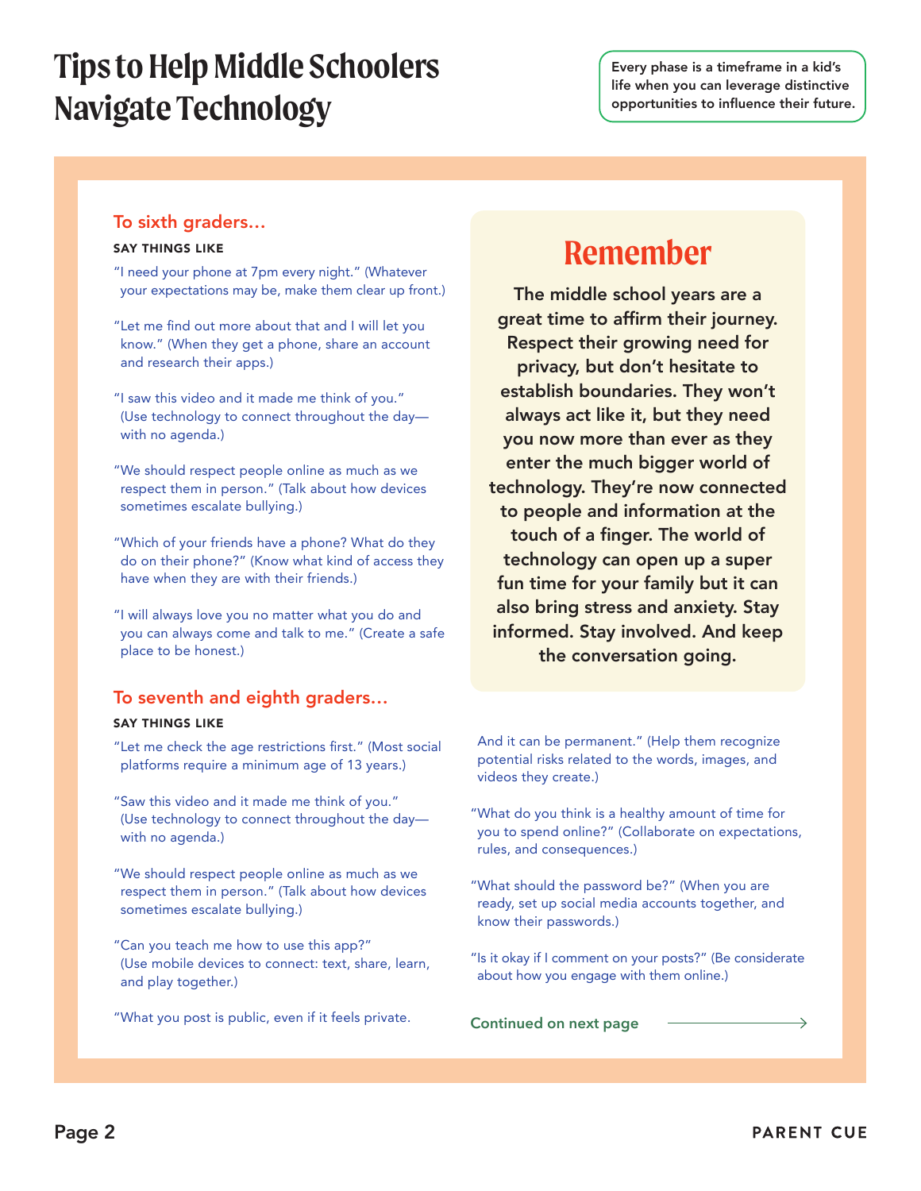# Tips to Help Middle Schoolers Navigate Technology

Every phase is a timeframe in a kid's life when you can leverage distinctive opportunities to influence their future.

## To sixth graders...

**SAY THINGS LIKE**

"I need your phone at 7pm every night." (Whatever your expectations may be, make them clear up front.)

"Let me find out more about that and I will let you know." (When they get a phone, share an account and research their apps.)

"I saw this video and it made me think of you." (Use technology to connect throughout the day—with no agenda.)

"We should respect people online as much as we respect them in person." (Talk about how devices sometimes escalate bullying.)

"Which of your friends have a phone? What do they do on their phone?" (Know what kind of access they have when they are with their friends.)

"I will always love you no matter what you do and you can always come and talk to me." (Create a safe place to be honest.)

## Remember

**The middle school years are a great time to affirm their journey. Respect their growing need for privacy, but don't hesitate to establish boundaries. They won't always act like it, but they need you now more than ever as they enter the much bigger world of technology. They're now connected to people and information at the touch of a finger. The world of technology can open up a super fun time for your family but it can also bring stress and anxiety. Stay informed. Stay involved. And keep the conversation going.**

## To seventh and eighth graders...

**SAY THINGS LIKE**

"Let me check the age restrictions first." (Most social platforms require a minimum age of 13 years.)

"Saw this video and it made me think of you." (Use technology to connect throughout the day—with no agenda.)

"We should respect people online as much as we respect them in person." (Talk about how devices sometimes escalate bullying.)

"Can you teach me how to use this app?" (Use mobile devices to connect: text, share, learn, and play together.)

"What you post is public, even if it feels private. And it can be permanent." (Help them recognize potential risks related to the words, images, and videos they create.)

"What do you think is a healthy amount of time for you to spend online?" (Collaborate on expectations, rules, and consequences.)

"What should the password be?" (When you are ready, set up social media accounts together, and know their passwords.)

"Is it okay if I comment on your posts?" (Be considerate about how you engage with them online.)

Continued on next page →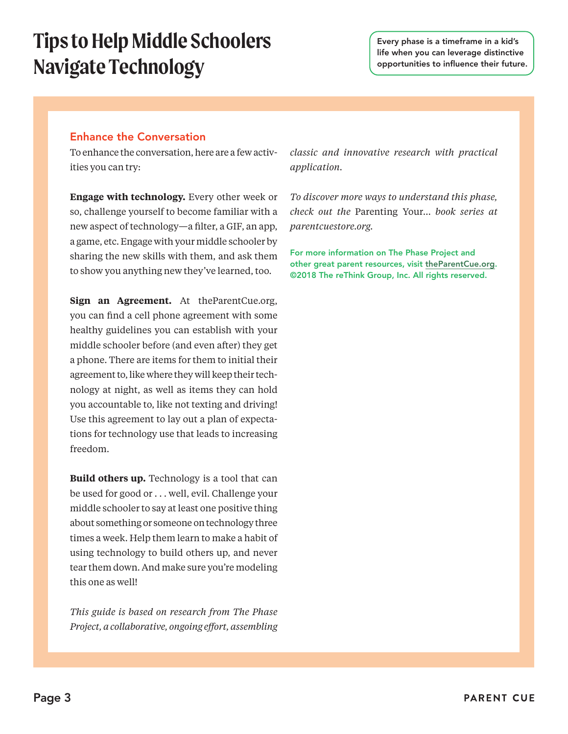# Tips to Help Middle Schoolers Navigate Technology

Every phase is a timeframe in a kid's life when you can leverage distinctive opportunities to influence their future.

## Enhance the Conversation

To enhance the conversation, here are a few activities you can try:

**Engage with technology.** Every other week or so, challenge yourself to become familiar with a new aspect of technology—a filter, a GIF, an app, a game, etc. Engage with your middle schooler by sharing the new skills with them, and ask them to show you anything new they've learned, too.

**Sign an Agreement.** At theParentCue.org, you can find a cell phone agreement with some healthy guidelines you can establish with your middle schooler before (and even after) they get a phone. There are items for them to initial their agreement to, like where they will keep their technology at night, as well as items they can hold you accountable to, like not texting and driving! Use this agreement to lay out a plan of expectations for technology use that leads to increasing freedom.

**Build others up.** Technology is a tool that can be used for good or . . . well, evil. Challenge your middle schooler to say at least one positive thing about something or someone on technology three times a week. Help them learn to make a habit of using technology to build others up, and never tear them down. And make sure you're modeling this one as well!

*This guide is based on research from The Phase Project, a collaborative, ongoing effort, assembling classic and innovative research with practical application.*

*To discover more ways to understand this phase, check out the* Parenting Your... *book series at parentcuestore.org.*

For more information on The Phase Project and other great parent resources, visit theParentCue.org.
©2018 The reThink Group, Inc. All rights reserved.